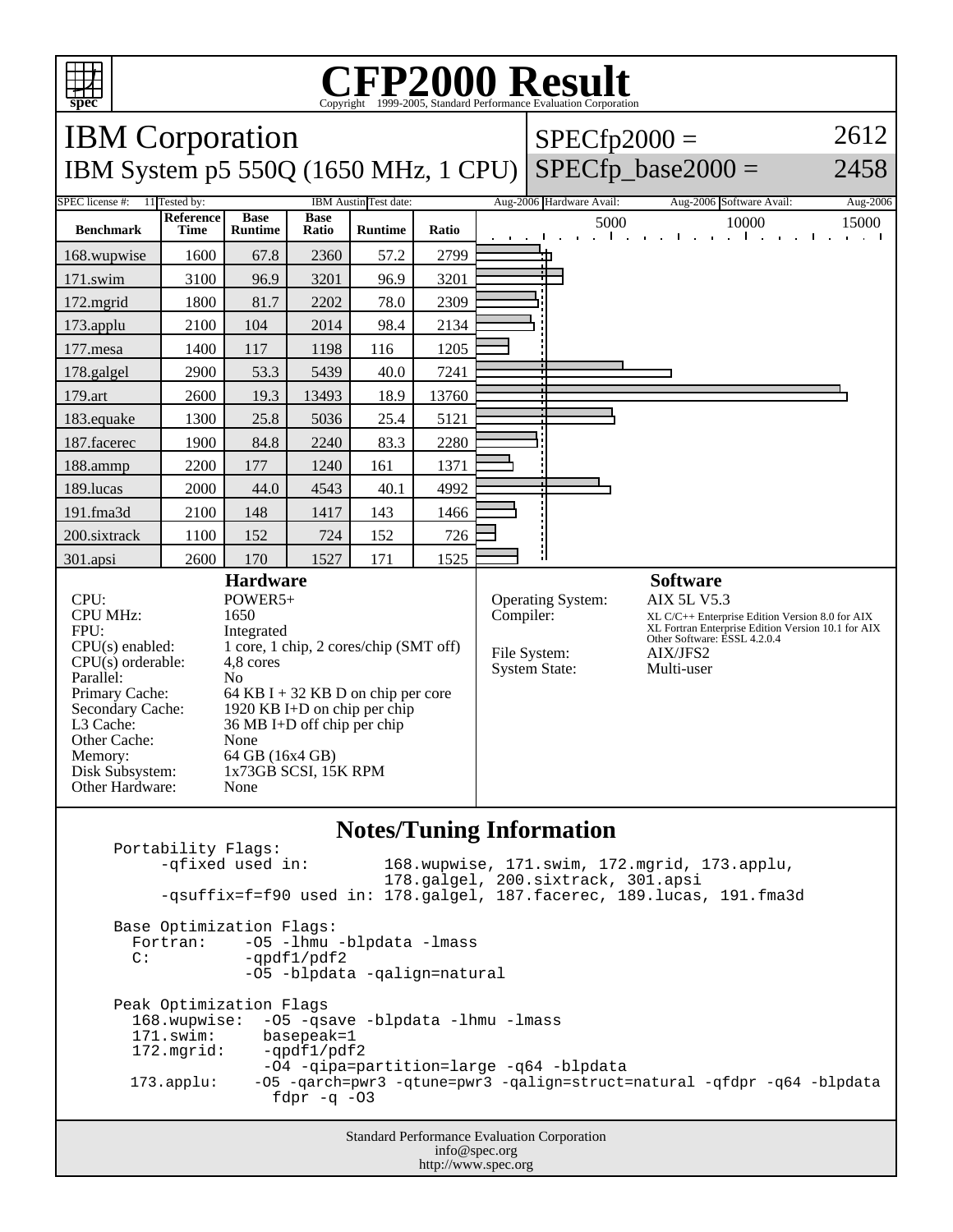# CFP2000 Result

Copyright 1999-2005, Standard Performance Evaluation Corporation

## IBM Corporation

**IBM System p5 550Q (1650 MHz, 1 CPU)**

SPECfp2000 = 2612

SPECfp_base2000 = 2458

| SPEC license #: | 11 | Tested by: | IBM Austin | Test date: | Aug-2006 | Hardware Avail: | Aug-2006 | Software Avail: | Aug-2006 |
|---|---|---|---|---|---|---|---|---|---|

| Benchmark | Reference Time | Base Runtime | Base Ratio | Runtime | Ratio |
|---|---|---|---|---|---|
| 168.wupwise | 1600 | 67.8 | 2360 | 57.2 | 2799 |
| 171.swim | 3100 | 96.9 | 3201 | 96.9 | 3201 |
| 172.mgrid | 1800 | 81.7 | 2202 | 78.0 | 2309 |
| 173.applu | 2100 | 104 | 2014 | 98.4 | 2134 |
| 177.mesa | 1400 | 117 | 1198 | 116 | 1205 |
| 178.galgel | 2900 | 53.3 | 5439 | 40.0 | 7241 |
| 179.art | 2600 | 19.3 | 13493 | 18.9 | 13760 |
| 183.equake | 1300 | 25.8 | 5036 | 25.4 | 5121 |
| 187.facerec | 1900 | 84.8 | 2240 | 83.3 | 2280 |
| 188.ammp | 2200 | 177 | 1240 | 161 | 1371 |
| 189.lucas | 2000 | 44.0 | 4543 | 40.1 | 4992 |
| 191.fma3d | 2100 | 148 | 1417 | 143 | 1466 |
| 200.sixtrack | 1100 | 152 | 724 | 152 | 726 |
| 301.apsi | 2600 | 170 | 1527 | 171 | 1525 |

### Hardware

- CPU: POWER5+
- CPU MHz: 1650
- FPU: Integrated
- CPU(s) enabled: 1 core, 1 chip, 2 cores/chip (SMT off)
- CPU(s) orderable: 4,8 cores
- Parallel: No
- Primary Cache: 64 KB I + 32 KB D on chip per core
- Secondary Cache: 1920 KB I+D on chip per chip
- L3 Cache: 36 MB I+D off chip per chip
- Other Cache: None
- Memory: 64 GB (16x4 GB)
- Disk Subsystem: 1x73GB SCSI, 15K RPM
- Other Hardware: None

### Software

- Operating System: AIX 5L V5.3
- Compiler: XL C/C++ Enterprise Edition Version 8.0 for AIX; XL Fortran Enterprise Edition Version 10.1 for AIX; Other Software: ESSL 4.2.0.4
- File System: AIX/JFS2
- System State: Multi-user

## Notes/Tuning Information

```
Portability Flags:
     -qfixed used in:        168.wupwise, 171.swim, 172.mgrid, 173.applu,
                             178.galgel, 200.sixtrack, 301.apsi
     -qsuffix=f=f90 used in: 178.galgel, 187.facerec, 189.lucas, 191.fma3d

Base Optimization Flags:
  Fortran:    -O5 -lhmu -blpdata -lmass
  C:          -qpdf1/pdf2
              -O5 -blpdata -qalign=natural

Peak Optimization Flags
  168.wupwise:  -O5 -qsave -blpdata -lhmu -lmass
  171.swim:      basepeak=1
  172.mgrid:     -qpdf1/pdf2
                 -O4 -qipa=partition=large -q64 -blpdata
  173.applu:    -O5 -qarch=pwr3 -qtune=pwr3 -qalign=struct=natural -qfdpr -q64 -blpdata
                 fdpr -q -O3
```

Standard Performance Evaluation Corporation
info@spec.org
http://www.spec.org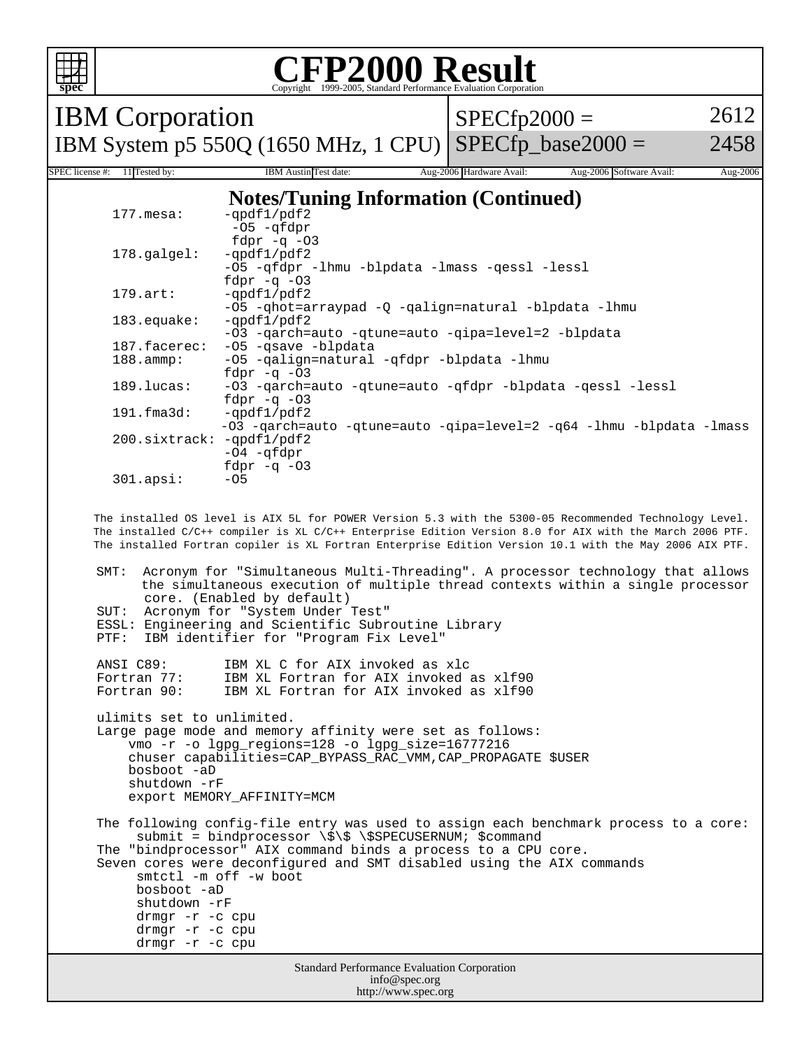# CFP2000 Result

Copyright 1999-2005, Standard Performance Evaluation Corporation

**IBM Corporation**

**IBM System p5 550Q (1650 MHz, 1 CPU)**

SPECfp2000 = 2612

SPECfp_base2000 = 2458

SPEC license #: 11 Tested by: IBM Austin Test date: Aug-2006 Hardware Avail: Aug-2006 Software Avail: Aug-2006

## Notes/Tuning Information (Continued)

```
     177.mesa:     -qpdf1/pdf2
                    -O5 -qfdpr
                    fdpr -q -O3
     178.galgel:   -qpdf1/pdf2
                   -O5 -qfdpr -lhmu -blpdata -lmass -qessl -lessl
                   fdpr -q -O3
     179.art:      -qpdf1/pdf2
                   -O5 -qhot=arraypad -Q -qalign=natural -blpdata -lhmu
     183.equake:   -qpdf1/pdf2
                   -O3 -qarch=auto -qtune=auto -qipa=level=2 -blpdata
     187.facerec:  -O5 -qsave -blpdata
     188.ammp:     -O5 -qalign=natural -qfdpr -blpdata -lhmu
                   fdpr -q -O3
     189.lucas:    -O3 -qarch=auto -qtune=auto -qfdpr -blpdata -qessl -lessl
                   fdpr -q -O3
     191.fma3d:    -qpdf1/pdf2
                   -O3 -qarch=auto -qtune=auto -qipa=level=2 -q64 -lhmu -blpdata -lmass
     200.sixtrack: -qpdf1/pdf2
                   -O4 -qfdpr
                   fdpr -q -O3
     301.apsi:     -O5
```

The installed OS level is AIX 5L for POWER Version 5.3 with the 5300-05 Recommended Technology Level.
The installed C/C++ compiler is XL C/C++ Enterprise Edition Version 8.0 for AIX with the March 2006 PTF.
The installed Fortran copiler is XL Fortran Enterprise Edition Version 10.1 with the May 2006 AIX PTF.

```
SMT:  Acronym for "Simultaneous Multi-Threading". A processor technology that allows
      the simultaneous execution of multiple thread contexts within a single processor
      core. (Enabled by default)
SUT:  Acronym for "System Under Test"
ESSL: Engineering and Scientific Subroutine Library
PTF:  IBM identifier for "Program Fix Level"

ANSI C89:       IBM XL C for AIX invoked as xlc
Fortran 77:     IBM XL Fortran for AIX invoked as xlf90
Fortran 90:     IBM XL Fortran for AIX invoked as xlf90

ulimits set to unlimited.
Large page mode and memory affinity were set as follows:
    vmo -r -o lgpg_regions=128 -o lgpg_size=16777216
    chuser capabilities=CAP_BYPASS_RAC_VMM,CAP_PROPAGATE $USER
    bosboot -aD
    shutdown -rF
    export MEMORY_AFFINITY=MCM

The following config-file entry was used to assign each benchmark process to a core:
      submit = bindprocessor \$\$ \$SPECUSERNUM; $command
The "bindprocessor" AIX command binds a process to a CPU core.
Seven cores were deconfigured and SMT disabled using the AIX commands
      smtctl -m off -w boot
      bosboot -aD
      shutdown -rF
      drmgr -r -c cpu
      drmgr -r -c cpu
      drmgr -r -c cpu
```

Standard Performance Evaluation Corporation
info@spec.org
http://www.spec.org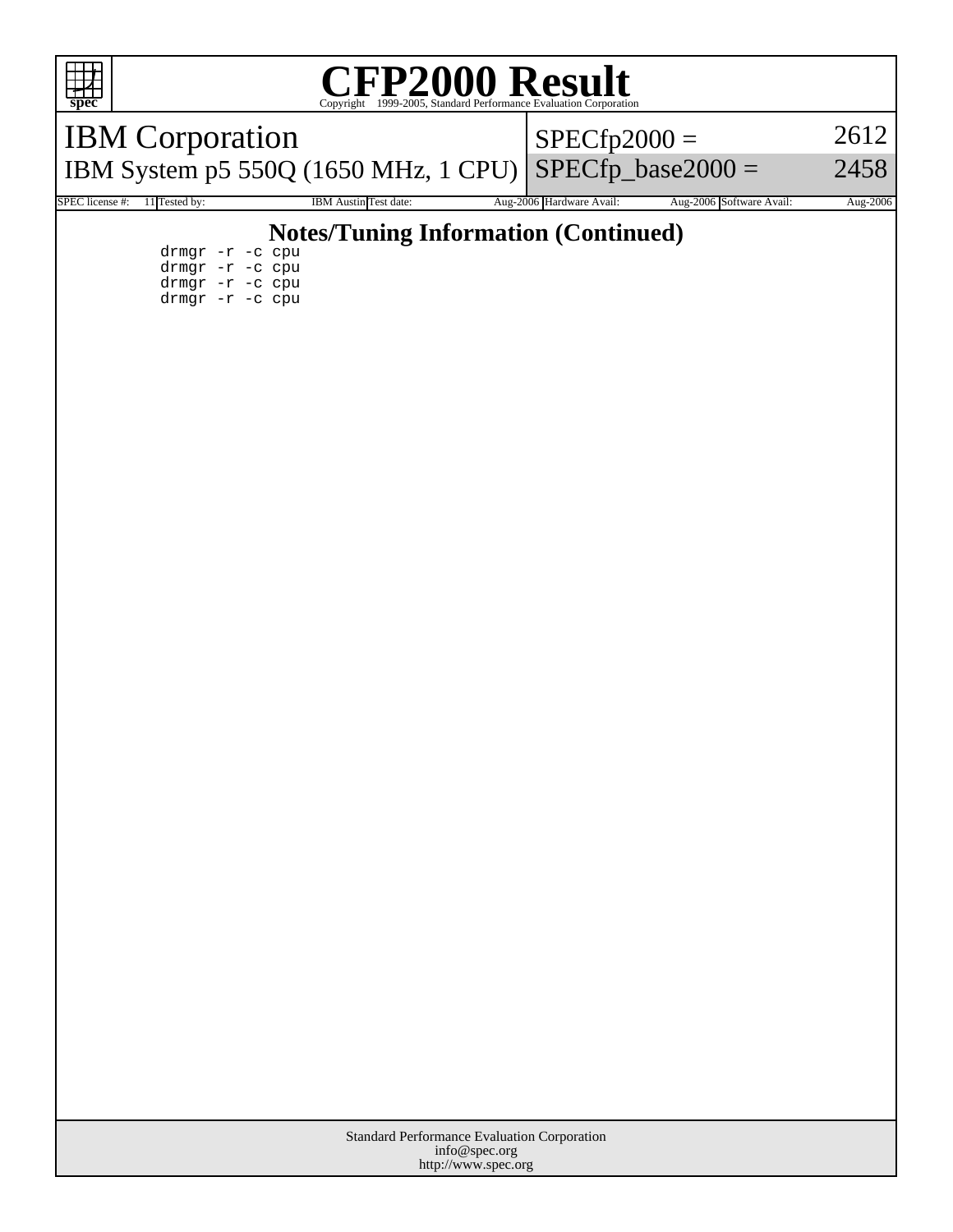# CFP2000 Result

Copyright 1999-2005, Standard Performance Evaluation Corporation

## IBM Corporation

IBM System p5 550Q (1650 MHz, 1 CPU)

SPECfp2000 = 2612

SPECfp_base2000 = 2458

| SPEC license #: | 11 | Tested by: | IBM Austin | Test date: | Aug-2006 | Hardware Avail: | Aug-2006 | Software Avail: | Aug-2006 |
|---|---|---|---|---|---|---|---|---|---|

### Notes/Tuning Information (Continued)

```
drmgr -r -c cpu
drmgr -r -c cpu
drmgr -r -c cpu
drmgr -r -c cpu
```

Standard Performance Evaluation Corporation
info@spec.org
http://www.spec.org